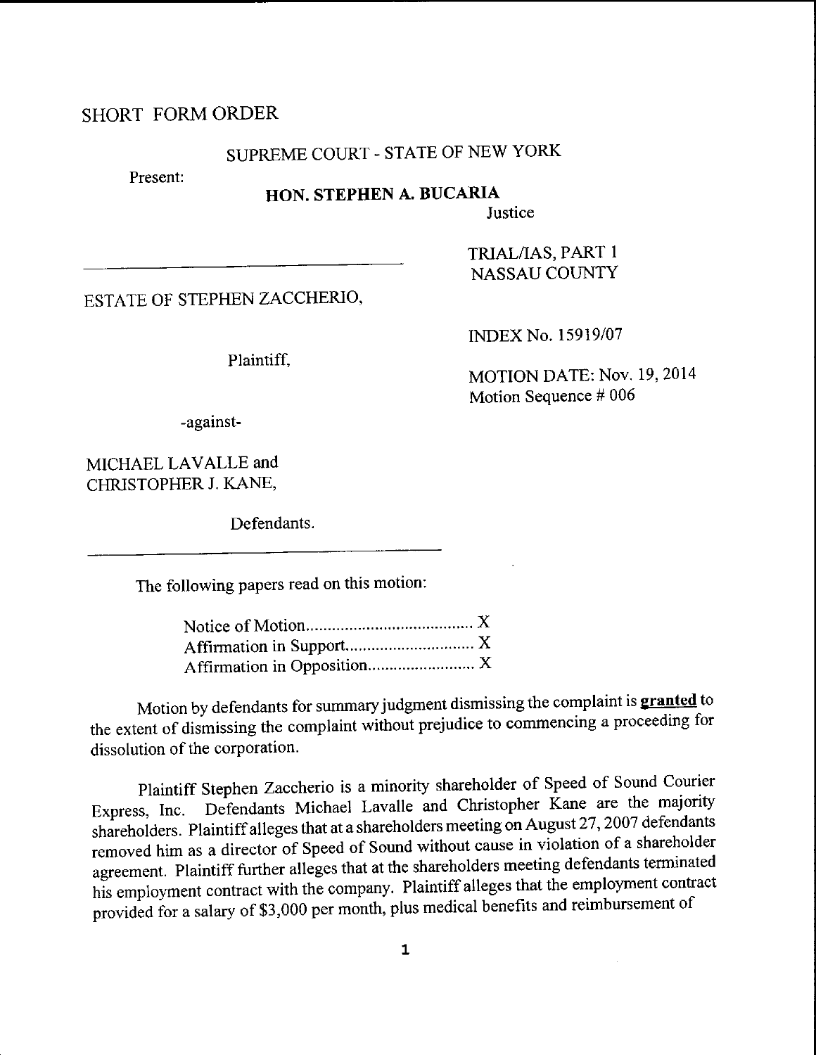SHORT FORM ORDER

SUPREME COURT - STATE OF NEW YORK

Present:

**HON. STEPHEN A. BUCARIA**
Justice

TRIAL/IAS, PART 1
NASSAU COUNTY

ESTATE OF STEPHEN ZACCHERIO,

Plaintiff,

INDEX No. 15919/07

MOTION DATE: Nov. 19, 2014
Motion Sequence # 006

-against-

MICHAEL LAVALLE and
CHRISTOPHER J. KANE,

Defendants.

The following papers read on this motion:

Notice of Motion....................................... X
Affirmation in Support.............................. X
Affirmation in Opposition......................... X

Motion by defendants for summary judgment dismissing the complaint is **granted** to the extent of dismissing the complaint without prejudice to commencing a proceeding for dissolution of the corporation.

Plaintiff Stephen Zaccherio is a minority shareholder of Speed of Sound Courier Express, Inc. Defendants Michael Lavalle and Christopher Kane are the majority shareholders. Plaintiff alleges that at a shareholders meeting on August 27, 2007 defendants removed him as a director of Speed of Sound without cause in violation of a shareholder agreement. Plaintiff further alleges that at the shareholders meeting defendants terminated his employment contract with the company. Plaintiff alleges that the employment contract provided for a salary of $3,000 per month, plus medical benefits and reimbursement of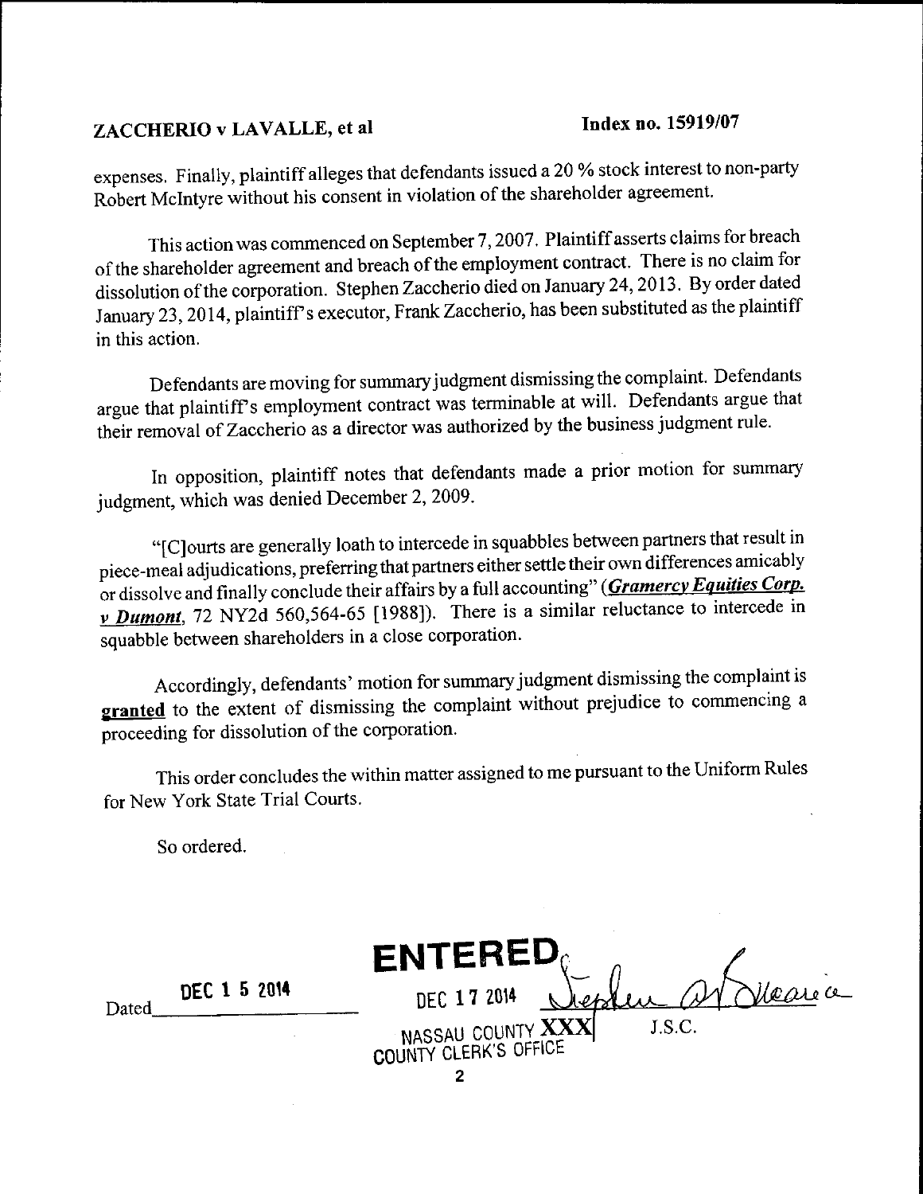expenses. Finally, plaintiff alleges that defendants issued a 20 % stock interest to non-party Robert McIntyre without his consent in violation of the shareholder agreement.

This action was commenced on September 7, 2007. Plaintiff asserts claims for breach of the shareholder agreement and breach of the employment contract. There is no claim for dissolution of the corporation. Stephen Zaccherio died on January 24, 2013. By order dated January 23, 2014, plaintiff's executor, Frank Zaccherio, has been substituted as the plaintiff in this action.

Defendants are moving for summary judgment dismissing the complaint. Defendants argue that plaintiff's employment contract was terminable at will. Defendants argue that their removal of Zaccherio as a director was authorized by the business judgment rule.

In opposition, plaintiff notes that defendants made a prior motion for summary judgment, which was denied December 2, 2009.

"[C]ourts are generally loath to intercede in squabbles between partners that result in piece-meal adjudications, preferring that partners either settle their own differences amicably or dissolve and finally conclude their affairs by a full accounting" (***Gramercy Equities Corp. v Dumont***, 72 NY2d 560,564-65 [1988]). There is a similar reluctance to intercede in squabble between shareholders in a close corporation.

Accordingly, defendants' motion for summary judgment dismissing the complaint is **granted** to the extent of dismissing the complaint without prejudice to commencing a proceeding for dissolution of the corporation.

This order concludes the within matter assigned to me pursuant to the Uniform Rules for New York State Trial Courts.

So ordered.

Dated DEC 15 2014

ENTERED
DEC 17 2014
NASSAU COUNTY XXX
COUNTY CLERK'S OFFICE

J.S.C.